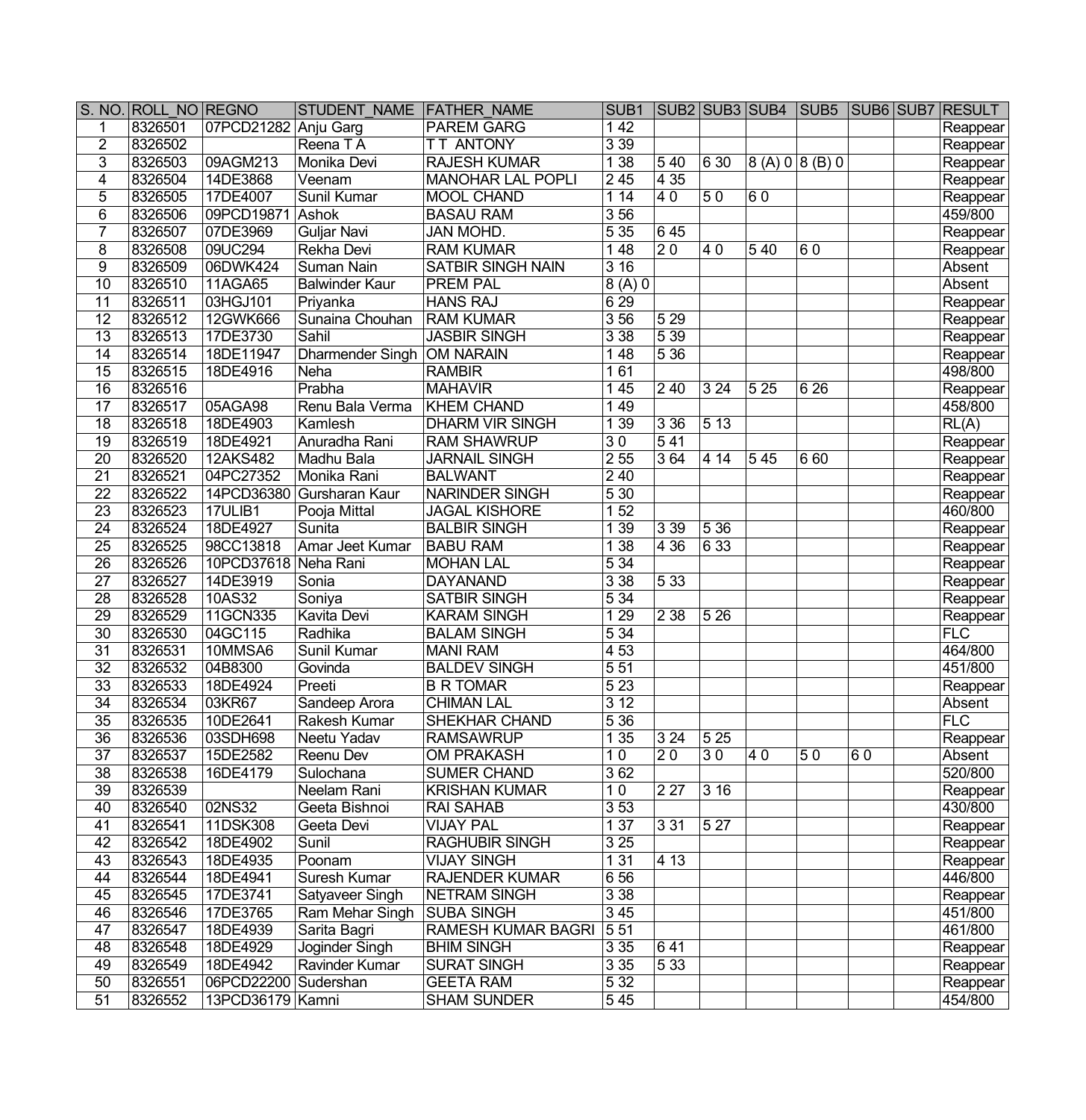| S. NO. | ROLL_NO | REGNO | STUDENT_NAME | FATHER_NAME | SUB1 | SUB2 | SUB3 | SUB4 | SUB5 | SUB6 | SUB7 | RESULT |
|---|---|---|---|---|---|---|---|---|---|---|---|---|
| 1 | 8326501 | 07PCD21282 | Anju Garg | PAREM GARG | 1 42 | | | | | | | Reappear |
| 2 | 8326502 | | Reena T A | T T ANTONY | 3 39 | | | | | | | Reappear |
| 3 | 8326503 | 09AGM213 | Monika Devi | RAJESH KUMAR | 1 38 | 5 40 | 6 30 | 8 (A) 0 | 8 (B) 0 | | | Reappear |
| 4 | 8326504 | 14DE3868 | Veenam | MANOHAR LAL POPLI | 2 45 | 4 35 | | | | | | Reappear |
| 5 | 8326505 | 17DE4007 | Sunil Kumar | MOOL CHAND | 1 14 | 4 0 | 5 0 | 6 0 | | | | Reappear |
| 6 | 8326506 | 09PCD19871 | Ashok | BASAU RAM | 3 56 | | | | | | | 459/800 |
| 7 | 8326507 | 07DE3969 | Guljar Navi | JAN MOHD. | 5 35 | 6 45 | | | | | | Reappear |
| 8 | 8326508 | 09UC294 | Rekha Devi | RAM KUMAR | 1 48 | 2 0 | 4 0 | 5 40 | 6 0 | | | Reappear |
| 9 | 8326509 | 06DWK424 | Suman Nain | SATBIR SINGH NAIN | 3 16 | | | | | | | Absent |
| 10 | 8326510 | 11AGA65 | Balwinder Kaur | PREM PAL | 8 (A) 0 | | | | | | | Absent |
| 11 | 8326511 | 03HGJ101 | Priyanka | HANS RAJ | 6 29 | | | | | | | Reappear |
| 12 | 8326512 | 12GWK666 | Sunaina Chouhan | RAM KUMAR | 3 56 | 5 29 | | | | | | Reappear |
| 13 | 8326513 | 17DE3730 | Sahil | JASBIR SINGH | 3 38 | 5 39 | | | | | | Reappear |
| 14 | 8326514 | 18DE11947 | Dharmender Singh | OM NARAIN | 1 48 | 5 36 | | | | | | Reappear |
| 15 | 8326515 | 18DE4916 | Neha | RAMBIR | 1 61 | | | | | | | 498/800 |
| 16 | 8326516 | | Prabha | MAHAVIR | 1 45 | 2 40 | 3 24 | 5 25 | 6 26 | | | Reappear |
| 17 | 8326517 | 05AGA98 | Renu Bala Verma | KHEM CHAND | 1 49 | | | | | | | 458/800 |
| 18 | 8326518 | 18DE4903 | Kamlesh | DHARM VIR SINGH | 1 39 | 3 36 | 5 13 | | | | | RL(A) |
| 19 | 8326519 | 18DE4921 | Anuradha Rani | RAM SHAWRUP | 3 0 | 5 41 | | | | | | Reappear |
| 20 | 8326520 | 12AKS482 | Madhu Bala | JARNAIL SINGH | 2 55 | 3 64 | 4 14 | 5 45 | 6 60 | | | Reappear |
| 21 | 8326521 | 04PC27352 | Monika Rani | BALWANT | 2 40 | | | | | | | Reappear |
| 22 | 8326522 | 14PCD36380 | Gursharan Kaur | NARINDER SINGH | 5 30 | | | | | | | Reappear |
| 23 | 8326523 | 17ULIB1 | Pooja Mittal | JAGAL KISHORE | 1 52 | | | | | | | 460/800 |
| 24 | 8326524 | 18DE4927 | Sunita | BALBIR SINGH | 1 39 | 3 39 | 5 36 | | | | | Reappear |
| 25 | 8326525 | 98CC13818 | Amar Jeet Kumar | BABU RAM | 1 38 | 4 36 | 6 33 | | | | | Reappear |
| 26 | 8326526 | 10PCD37618 | Neha Rani | MOHAN LAL | 5 34 | | | | | | | Reappear |
| 27 | 8326527 | 14DE3919 | Sonia | DAYANAND | 3 38 | 5 33 | | | | | | Reappear |
| 28 | 8326528 | 10AS32 | Soniya | SATBIR SINGH | 5 34 | | | | | | | Reappear |
| 29 | 8326529 | 11GCN335 | Kavita Devi | KARAM SINGH | 1 29 | 2 38 | 5 26 | | | | | Reappear |
| 30 | 8326530 | 04GC115 | Radhika | BALAM SINGH | 5 34 | | | | | | | FLC |
| 31 | 8326531 | 10MMSA6 | Sunil Kumar | MANI RAM | 4 53 | | | | | | | 464/800 |
| 32 | 8326532 | 04B8300 | Govinda | BALDEV SINGH | 5 51 | | | | | | | 451/800 |
| 33 | 8326533 | 18DE4924 | Preeti | B R TOMAR | 5 23 | | | | | | | Reappear |
| 34 | 8326534 | 03KR67 | Sandeep Arora | CHIMAN LAL | 3 12 | | | | | | | Absent |
| 35 | 8326535 | 10DE2641 | Rakesh Kumar | SHEKHAR CHAND | 5 36 | | | | | | | FLC |
| 36 | 8326536 | 03SDH698 | Neetu Yadav | RAMSAWRUP | 1 35 | 3 24 | 5 25 | | | | | Reappear |
| 37 | 8326537 | 15DE2582 | Reenu Dev | OM PRAKASH | 1 0 | 2 0 | 3 0 | 4 0 | 5 0 | 6 0 | | Absent |
| 38 | 8326538 | 16DE4179 | Sulochana | SUMER CHAND | 3 62 | | | | | | | 520/800 |
| 39 | 8326539 | | Neelam Rani | KRISHAN KUMAR | 1 0 | 2 27 | 3 16 | | | | | Reappear |
| 40 | 8326540 | 02NS32 | Geeta Bishnoi | RAI SAHAB | 3 53 | | | | | | | 430/800 |
| 41 | 8326541 | 11DSK308 | Geeta Devi | VIJAY PAL | 1 37 | 3 31 | 5 27 | | | | | Reappear |
| 42 | 8326542 | 18DE4902 | Sunil | RAGHUBIR SINGH | 3 25 | | | | | | | Reappear |
| 43 | 8326543 | 18DE4935 | Poonam | VIJAY SINGH | 1 31 | 4 13 | | | | | | Reappear |
| 44 | 8326544 | 18DE4941 | Suresh Kumar | RAJENDER KUMAR | 6 56 | | | | | | | 446/800 |
| 45 | 8326545 | 17DE3741 | Satyaveer Singh | NETRAM SINGH | 3 38 | | | | | | | Reappear |
| 46 | 8326546 | 17DE3765 | Ram Mehar Singh | SUBA SINGH | 3 45 | | | | | | | 451/800 |
| 47 | 8326547 | 18DE4939 | Sarita Bagri | RAMESH KUMAR BAGRI | 5 51 | | | | | | | 461/800 |
| 48 | 8326548 | 18DE4929 | Joginder Singh | BHIM SINGH | 3 35 | 6 41 | | | | | | Reappear |
| 49 | 8326549 | 18DE4942 | Ravinder Kumar | SURAT SINGH | 3 35 | 5 33 | | | | | | Reappear |
| 50 | 8326551 | 06PCD22200 | Sudershan | GEETA RAM | 5 32 | | | | | | | Reappear |
| 51 | 8326552 | 13PCD36179 | Kamni | SHAM SUNDER | 5 45 | | | | | | | 454/800 |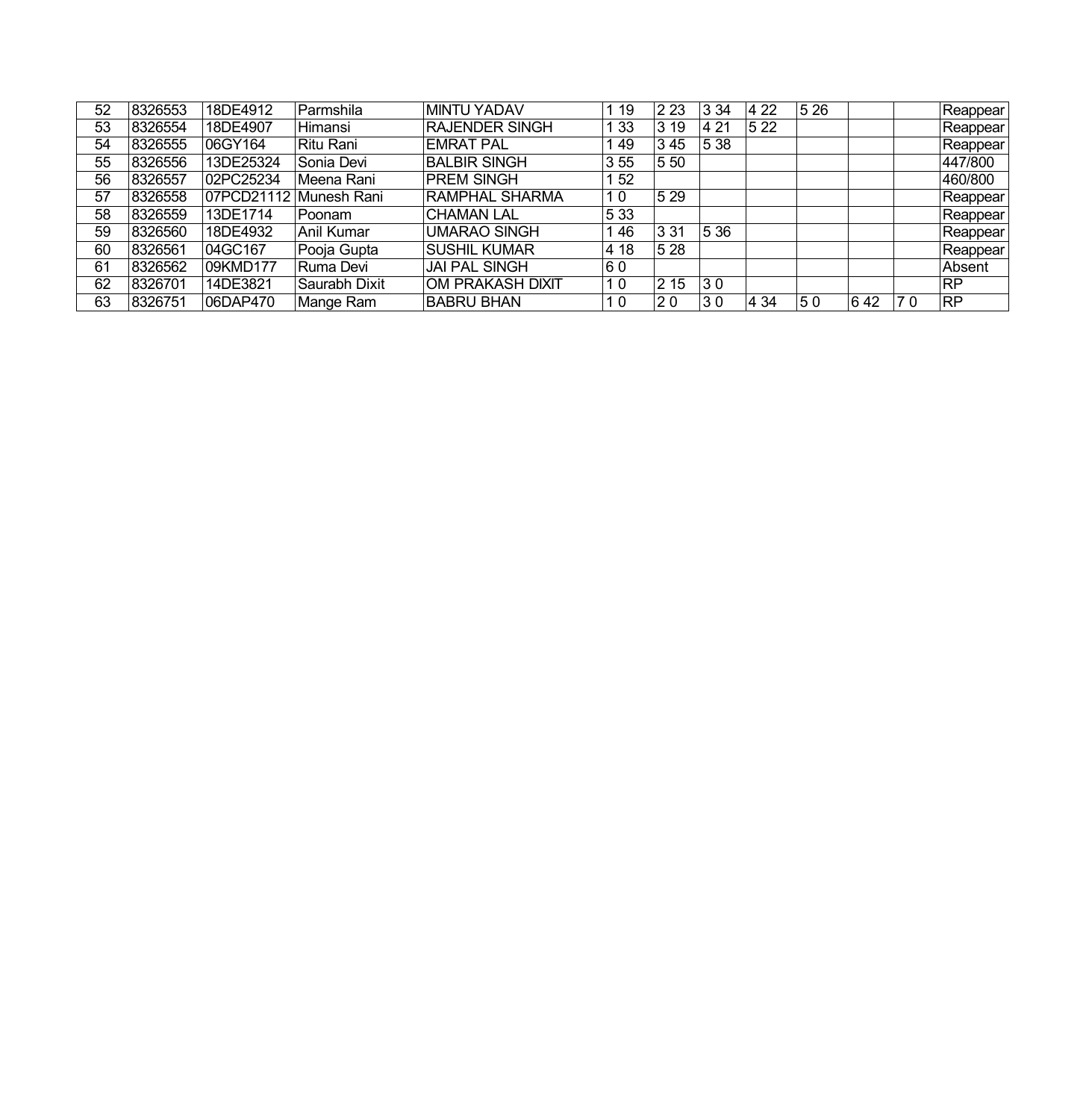| | | | | | | | | | | | | | |
|---|---|---|---|---|---|---|---|---|---|---|---|---|---|
| 52 | 8326553 | 18DE4912 | Parmshila | MINTU YADAV | 1 19 | 2 23 | 3 34 | 4 22 | 5 26 | | | Reappear |
| 53 | 8326554 | 18DE4907 | Himansi | RAJENDER SINGH | 1 33 | 3 19 | 4 21 | 5 22 | | | | Reappear |
| 54 | 8326555 | 06GY164 | Ritu Rani | EMRAT PAL | 1 49 | 3 45 | 5 38 | | | | | Reappear |
| 55 | 8326556 | 13DE25324 | Sonia Devi | BALBIR SINGH | 3 55 | 5 50 | | | | | | 447/800 |
| 56 | 8326557 | 02PC25234 | Meena Rani | PREM SINGH | 1 52 | | | | | | | 460/800 |
| 57 | 8326558 | 07PCD21112 | Munesh Rani | RAMPHAL SHARMA | 1 0 | 5 29 | | | | | | Reappear |
| 58 | 8326559 | 13DE1714 | Poonam | CHAMAN LAL | 5 33 | | | | | | | Reappear |
| 59 | 8326560 | 18DE4932 | Anil Kumar | UMARAO SINGH | 1 46 | 3 31 | 5 36 | | | | | Reappear |
| 60 | 8326561 | 04GC167 | Pooja Gupta | SUSHIL KUMAR | 4 18 | 5 28 | | | | | | Reappear |
| 61 | 8326562 | 09KMD177 | Ruma Devi | JAI PAL SINGH | 6 0 | | | | | | | Absent |
| 62 | 8326701 | 14DE3821 | Saurabh Dixit | OM PRAKASH DIXIT | 1 0 | 2 15 | 3 0 | | | | | RP |
| 63 | 8326751 | 06DAP470 | Mange Ram | BABRU BHAN | 1 0 | 2 0 | 3 0 | 4 34 | 5 0 | 6 42 | 7 0 | RP |